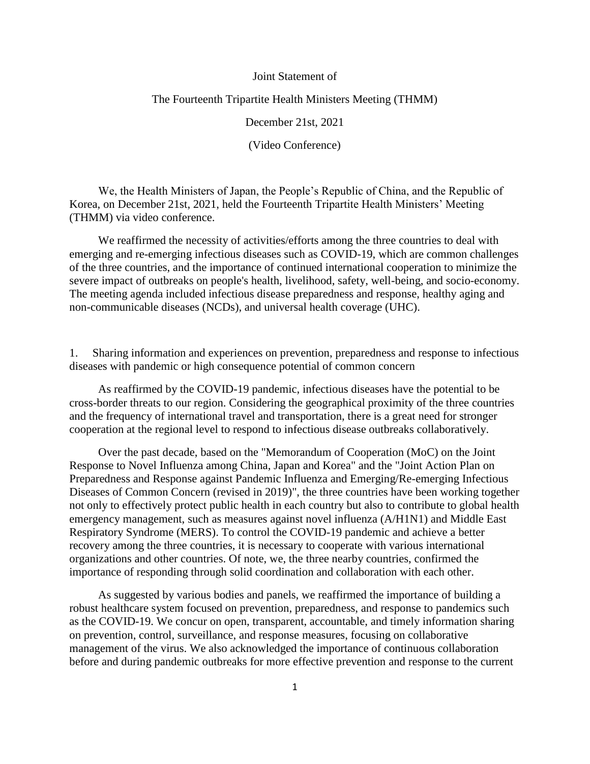Joint Statement of

The Fourteenth Tripartite Health Ministers Meeting (THMM)

December 21st, 2021

(Video Conference)

We, the Health Ministers of Japan, the People's Republic of China, and the Republic of Korea, on December 21st, 2021, held the Fourteenth Tripartite Health Ministers' Meeting (THMM) via video conference.

We reaffirmed the necessity of activities/efforts among the three countries to deal with emerging and re-emerging infectious diseases such as COVID-19, which are common challenges of the three countries, and the importance of continued international cooperation to minimize the severe impact of outbreaks on people's health, livelihood, safety, well-being, and socio-economy. The meeting agenda included infectious disease preparedness and response, healthy aging and non-communicable diseases (NCDs), and universal health coverage (UHC).

1. Sharing information and experiences on prevention, preparedness and response to infectious diseases with pandemic or high consequence potential of common concern

As reaffirmed by the COVID-19 pandemic, infectious diseases have the potential to be cross-border threats to our region. Considering the geographical proximity of the three countries and the frequency of international travel and transportation, there is a great need for stronger cooperation at the regional level to respond to infectious disease outbreaks collaboratively.

Over the past decade, based on the "Memorandum of Cooperation (MoC) on the Joint Response to Novel Influenza among China, Japan and Korea" and the "Joint Action Plan on Preparedness and Response against Pandemic Influenza and Emerging/Re-emerging Infectious Diseases of Common Concern (revised in 2019)", the three countries have been working together not only to effectively protect public health in each country but also to contribute to global health emergency management, such as measures against novel influenza (A/H1N1) and Middle East Respiratory Syndrome (MERS). To control the COVID-19 pandemic and achieve a better recovery among the three countries, it is necessary to cooperate with various international organizations and other countries. Of note, we, the three nearby countries, confirmed the importance of responding through solid coordination and collaboration with each other.

As suggested by various bodies and panels, we reaffirmed the importance of building a robust healthcare system focused on prevention, preparedness, and response to pandemics such as the COVID-19. We concur on open, transparent, accountable, and timely information sharing on prevention, control, surveillance, and response measures, focusing on collaborative management of the virus. We also acknowledged the importance of continuous collaboration before and during pandemic outbreaks for more effective prevention and response to the current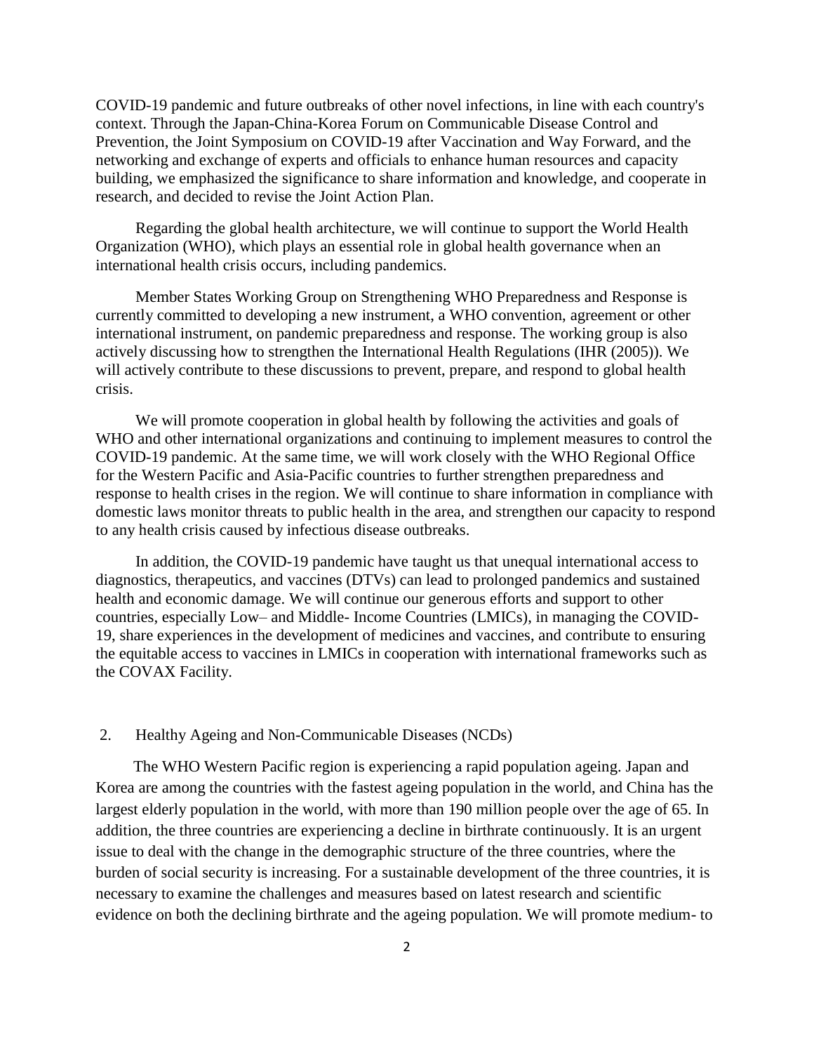COVID-19 pandemic and future outbreaks of other novel infections, in line with each country's context. Through the Japan-China-Korea Forum on Communicable Disease Control and Prevention, the Joint Symposium on COVID-19 after Vaccination and Way Forward, and the networking and exchange of experts and officials to enhance human resources and capacity building, we emphasized the significance to share information and knowledge, and cooperate in research, and decided to revise the Joint Action Plan.

Regarding the global health architecture, we will continue to support the World Health Organization (WHO), which plays an essential role in global health governance when an international health crisis occurs, including pandemics.

Member States Working Group on Strengthening WHO Preparedness and Response is currently committed to developing a new instrument, a WHO convention, agreement or other international instrument, on pandemic preparedness and response. The working group is also actively discussing how to strengthen the International Health Regulations (IHR (2005)). We will actively contribute to these discussions to prevent, prepare, and respond to global health crisis.

We will promote cooperation in global health by following the activities and goals of WHO and other international organizations and continuing to implement measures to control the COVID-19 pandemic. At the same time, we will work closely with the WHO Regional Office for the Western Pacific and Asia-Pacific countries to further strengthen preparedness and response to health crises in the region. We will continue to share information in compliance with domestic laws monitor threats to public health in the area, and strengthen our capacity to respond to any health crisis caused by infectious disease outbreaks.

In addition, the COVID-19 pandemic have taught us that unequal international access to diagnostics, therapeutics, and vaccines (DTVs) can lead to prolonged pandemics and sustained health and economic damage. We will continue our generous efforts and support to other countries, especially Low– and Middle- Income Countries (LMICs), in managing the COVID-19, share experiences in the development of medicines and vaccines, and contribute to ensuring the equitable access to vaccines in LMICs in cooperation with international frameworks such as the COVAX Facility.

## 2. Healthy Ageing and Non-Communicable Diseases (NCDs)

The WHO Western Pacific region is experiencing a rapid population ageing. Japan and Korea are among the countries with the fastest ageing population in the world, and China has the largest elderly population in the world, with more than 190 million people over the age of 65. In addition, the three countries are experiencing a decline in birthrate continuously. It is an urgent issue to deal with the change in the demographic structure of the three countries, where the burden of social security is increasing. For a sustainable development of the three countries, it is necessary to examine the challenges and measures based on latest research and scientific evidence on both the declining birthrate and the ageing population. We will promote medium- to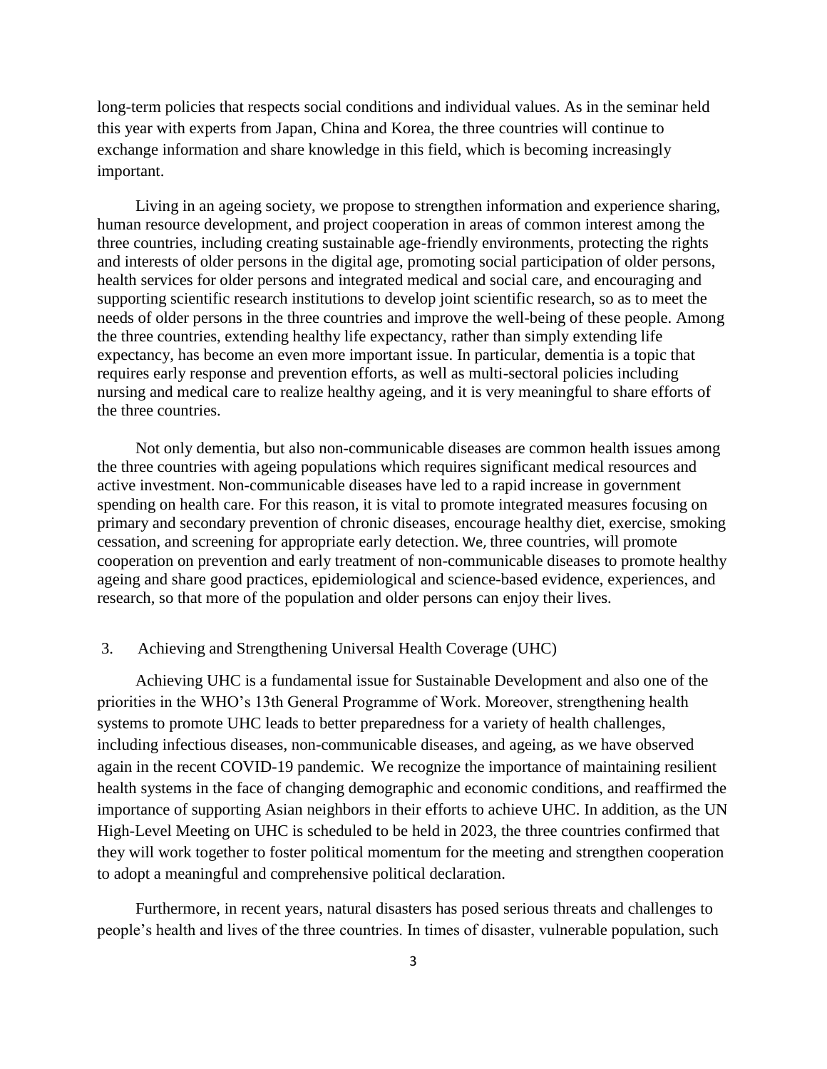long-term policies that respects social conditions and individual values. As in the seminar held this year with experts from Japan, China and Korea, the three countries will continue to exchange information and share knowledge in this field, which is becoming increasingly important.

Living in an ageing society, we propose to strengthen information and experience sharing, human resource development, and project cooperation in areas of common interest among the three countries, including creating sustainable age-friendly environments, protecting the rights and interests of older persons in the digital age, promoting social participation of older persons, health services for older persons and integrated medical and social care, and encouraging and supporting scientific research institutions to develop joint scientific research, so as to meet the needs of older persons in the three countries and improve the well-being of these people. Among the three countries, extending healthy life expectancy, rather than simply extending life expectancy, has become an even more important issue. In particular, dementia is a topic that requires early response and prevention efforts, as well as multi-sectoral policies including nursing and medical care to realize healthy ageing, and it is very meaningful to share efforts of the three countries.

Not only dementia, but also non-communicable diseases are common health issues among the three countries with ageing populations which requires significant medical resources and active investment. Non-communicable diseases have led to a rapid increase in government spending on health care. For this reason, it is vital to promote integrated measures focusing on primary and secondary prevention of chronic diseases, encourage healthy diet, exercise, smoking cessation, and screening for appropriate early detection. We, three countries, will promote cooperation on prevention and early treatment of non-communicable diseases to promote healthy ageing and share good practices, epidemiological and science-based evidence, experiences, and research, so that more of the population and older persons can enjoy their lives.

## 3. Achieving and Strengthening Universal Health Coverage (UHC)

Achieving UHC is a fundamental issue for Sustainable Development and also one of the priorities in the WHO's 13th General Programme of Work. Moreover, strengthening health systems to promote UHC leads to better preparedness for a variety of health challenges, including infectious diseases, non-communicable diseases, and ageing, as we have observed again in the recent COVID-19 pandemic. We recognize the importance of maintaining resilient health systems in the face of changing demographic and economic conditions, and reaffirmed the importance of supporting Asian neighbors in their efforts to achieve UHC. In addition, as the UN High-Level Meeting on UHC is scheduled to be held in 2023, the three countries confirmed that they will work together to foster political momentum for the meeting and strengthen cooperation to adopt a meaningful and comprehensive political declaration.

Furthermore, in recent years, natural disasters has posed serious threats and challenges to people's health and lives of the three countries. In times of disaster, vulnerable population, such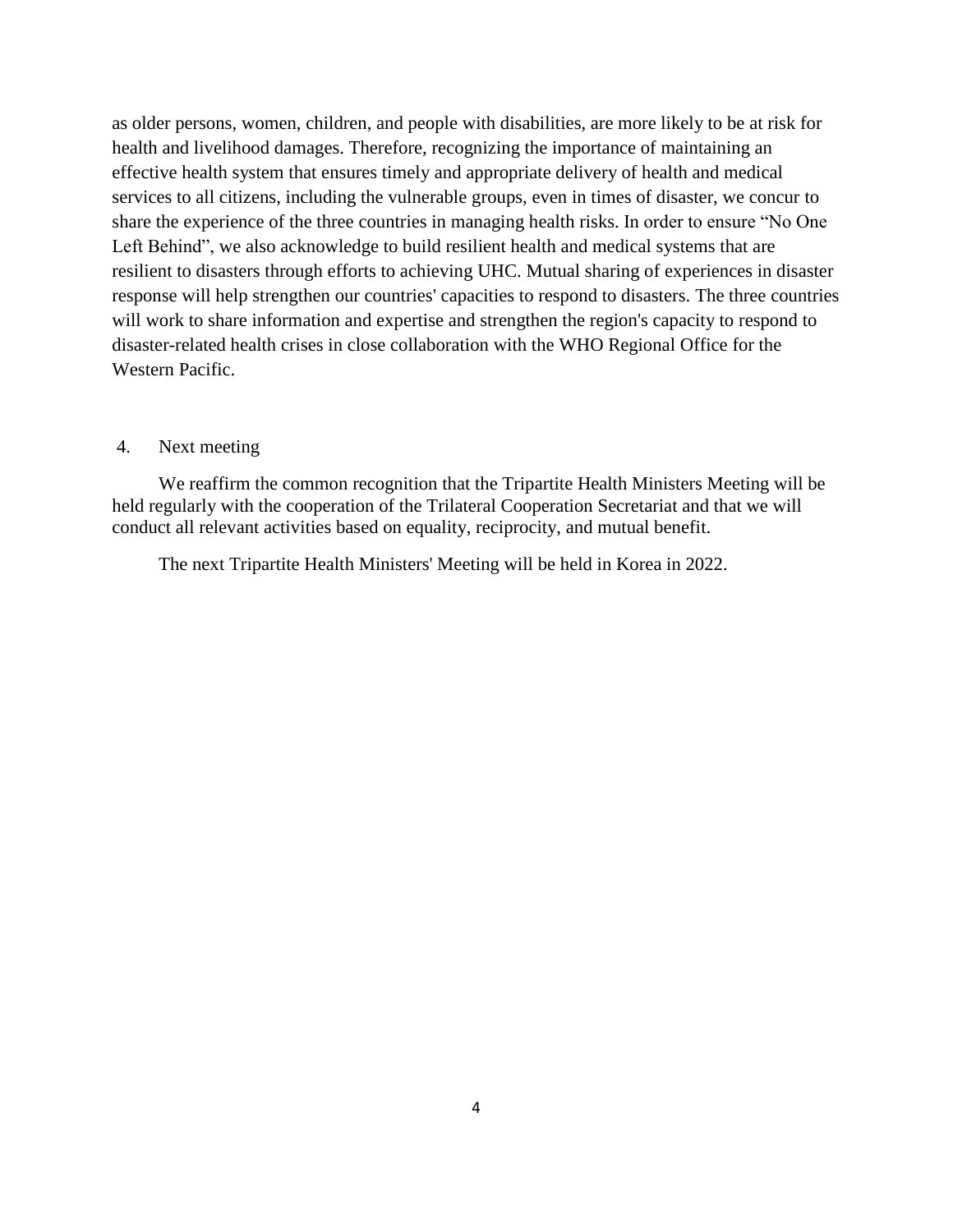as older persons, women, children, and people with disabilities, are more likely to be at risk for health and livelihood damages. Therefore, recognizing the importance of maintaining an effective health system that ensures timely and appropriate delivery of health and medical services to all citizens, including the vulnerable groups, even in times of disaster, we concur to share the experience of the three countries in managing health risks. In order to ensure "No One Left Behind", we also acknowledge to build resilient health and medical systems that are resilient to disasters through efforts to achieving UHC. Mutual sharing of experiences in disaster response will help strengthen our countries' capacities to respond to disasters. The three countries will work to share information and expertise and strengthen the region's capacity to respond to disaster-related health crises in close collaboration with the WHO Regional Office for the Western Pacific.

4. Next meeting

We reaffirm the common recognition that the Tripartite Health Ministers Meeting will be held regularly with the cooperation of the Trilateral Cooperation Secretariat and that we will conduct all relevant activities based on equality, reciprocity, and mutual benefit.

The next Tripartite Health Ministers' Meeting will be held in Korea in 2022.